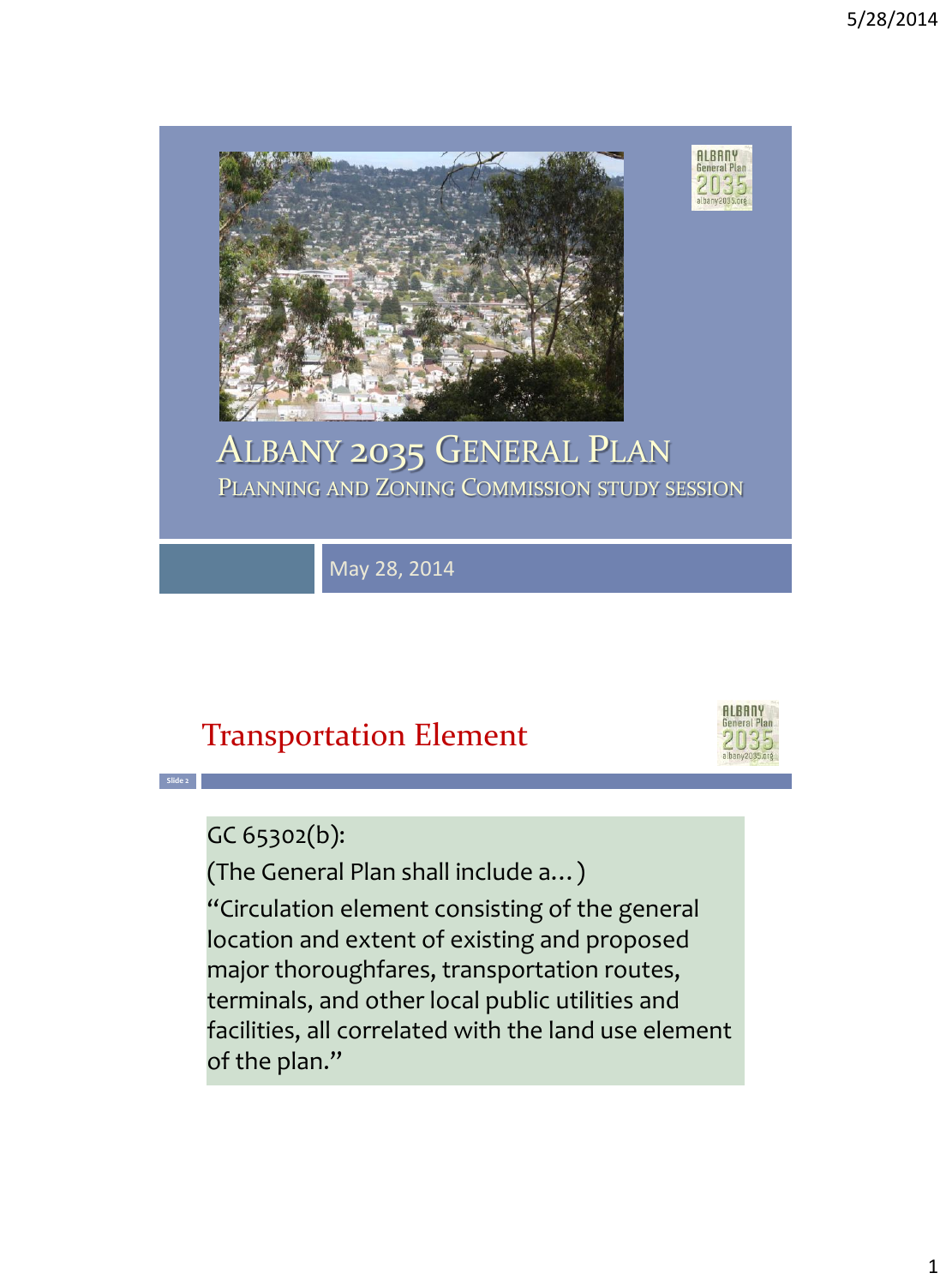# Albany 2035 General Plan

## Planning and Zoning Commission Study Session

May 28, 2014

## Transportation Element

GC 65302(b):

(The General Plan shall include a…)

"Circulation element consisting of the general location and extent of existing and proposed major thoroughfares, transportation routes, terminals, and other local public utilities and facilities, all correlated with the land use element of the plan."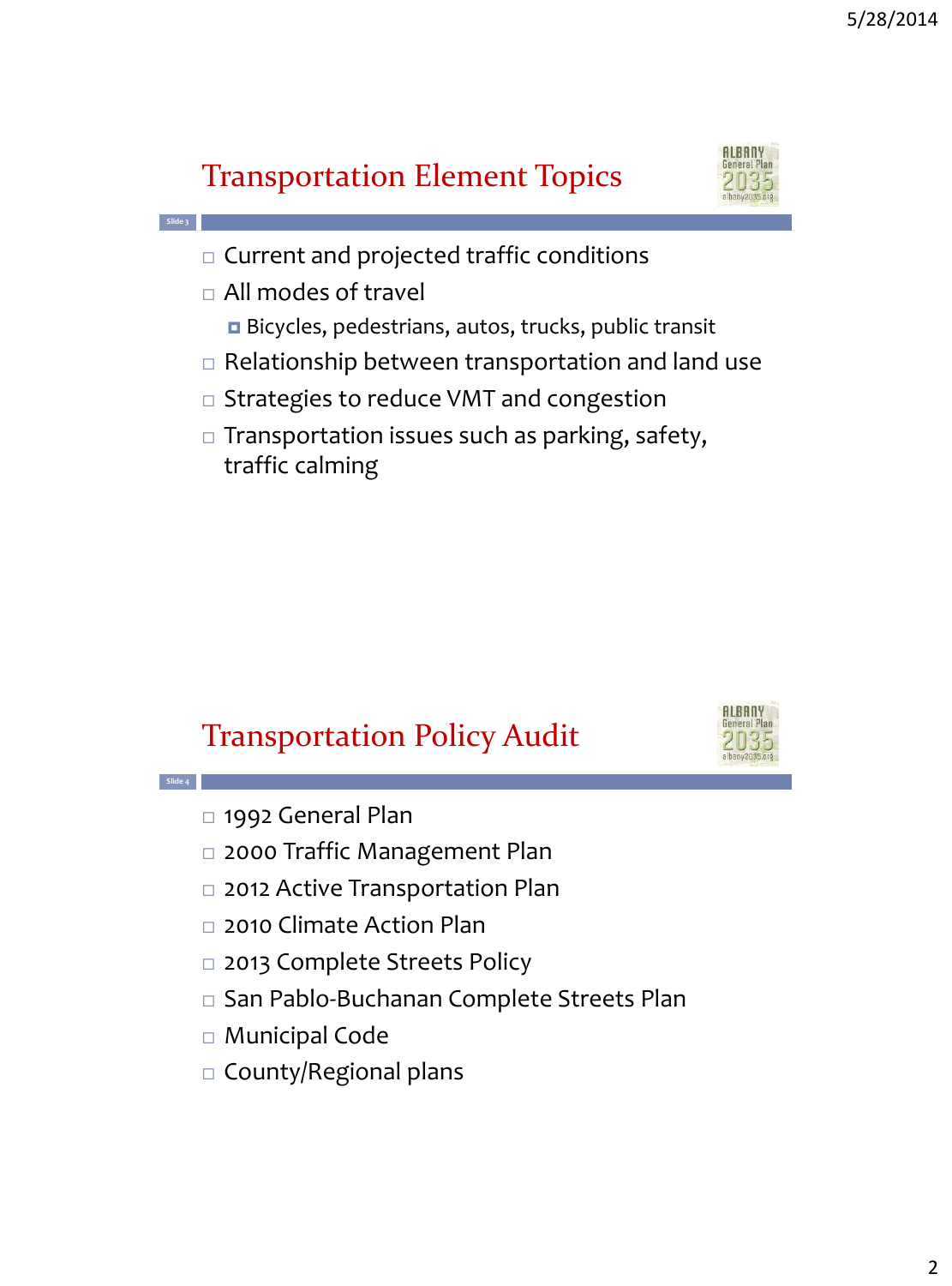## Transportation Element Topics

- Current and projected traffic conditions
- All modes of travel
  - Bicycles, pedestrians, autos, trucks, public transit
- Relationship between transportation and land use
- Strategies to reduce VMT and congestion
- Transportation issues such as parking, safety, traffic calming

## Transportation Policy Audit

- 1992 General Plan
- 2000 Traffic Management Plan
- 2012 Active Transportation Plan
- 2010 Climate Action Plan
- 2013 Complete Streets Policy
- San Pablo-Buchanan Complete Streets Plan
- Municipal Code
- County/Regional plans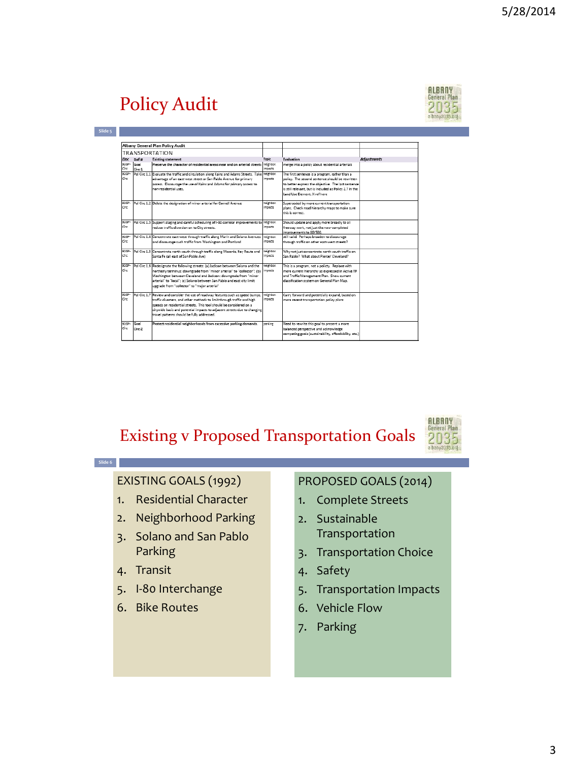# Policy Audit

| Albany General Plan Policy Audit | | | | | |
|---|---|---|---|---|---|
| TRANSPORTATION | | | | | |
| *Doc* | *Ref #* | Existing statement | Topic | Evaluation | *Adjustments* |
| 92GP-Circ | Goal Circ-1 | Preserve the character of residential areas near and on arterial streets | neighbor. impacts | merge into a policy about residential arterials | |
| 92GP-Circ | Pol Circ 1.1 | Evaluate the traffic and circulation along Kains and Adams Streets. Take advantage of an east-west street or San Pablo Avenue for primary access. Discourage the use of Kains and Adams for primary access to non-residential uses. | neighbor. impacts | The first sentence is a program, rather than a policy. The second sentence should be rewritten to better express the objective. The last sentence is still relevant, but is included as Policy 2.7 in the Land Use Element. Xref here | |
| 92GP-Circ | Pol Circ 1.2 | Delete the designation of minor arterial for Cornell Avenue | neighbor. impacts | Superceded by more current transportation plans. Check road hierarchy maps to make sure this is correct. | |
| 92GP-Circ | Pol Circ 1.3 | Support staging and careful scheduling of I-80 corridor improvements to reduce traffic diversion on to City streets. | neighbor. impacts | Should update and apply more broadly to all freeway work, not just the now-completed improvements to 80/580. | |
| 92GP-Circ | Pol Circ 1.4 | Concentrate east-west through-traffic along Marin and Solano Avenues and discourage such traffic from Washington and Portland | neighbor. impacts | still valid. Perhaps broaden to discourage through traffic on other east-west streets? | |
| 92GP-Circ | Pol Circ 1.5 | Concentrate north-south through traffic along Masonic, Key Route and Santa Fe (all east of San Pablo Ave) | neighbor. impacts | Why not just concentrate north-south traffic on San Pablo? What about Pierce/ Cleveland? | |
| 92GP-Circ | Pol Circ 1.6 | Redesignate the following streets: (a) Jackson between Solano and the northerly terminus: downgrade from "minor arterial" to "collector"; (b) Washington between Cleveland and Jackson: downgrade from "minor arterial" to "local"; (c) Solano between San Pablo and east city limit: upgrade from "collector" to "major arterial" | neighbor. impacts | This is a program, not a policy. Replace with more current hierarchy as expressed in Active TP and Traffic Management Plan. Show current classification system on General Plan Map. | |
| 92GP-Circ | Pol Circ 1.7 | Review and consider the use of roadway features such as speed bumps, traffic diverters, and other methods to limit through traffic and high speeds on residential streets. This tool should be considered on a citywide basis and potential impacts to adjacent streets due to changing travel patterns should be fully addressed. | neighbor. impacts | Carry forward and potentially expand, based on more recent transportation policy plans | |
| 92GP-Circ | Goal Circ-2 | Protect residential neighborhoods from excessive parking demands. | parking | Need to rewrite this goal to present a more balanced perspective and acknowledge competing goals (sustainability, affordability, etc.) | |

# Existing v Proposed Transportation Goals

**EXISTING GOALS (1992)**

1. Residential Character
2. Neighborhood Parking
3. Solano and San Pablo Parking
4. Transit
5. I-80 Interchange
6. Bike Routes

**PROPOSED GOALS (2014)**

1. Complete Streets
2. Sustainable Transportation
3. Transportation Choice
4. Safety
5. Transportation Impacts
6. Vehicle Flow
7. Parking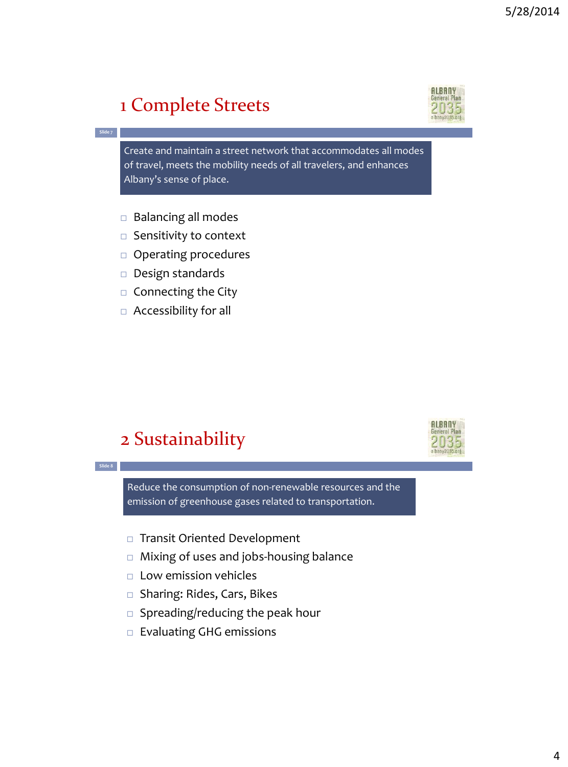# 1 Complete Streets

Create and maintain a street network that accommodates all modes of travel, meets the mobility needs of all travelers, and enhances Albany's sense of place.

- Balancing all modes
- Sensitivity to context
- Operating procedures
- Design standards
- Connecting the City
- Accessibility for all

# 2 Sustainability

Reduce the consumption of non-renewable resources and the emission of greenhouse gases related to transportation.

- Transit Oriented Development
- Mixing of uses and jobs-housing balance
- Low emission vehicles
- Sharing: Rides, Cars, Bikes
- Spreading/reducing the peak hour
- Evaluating GHG emissions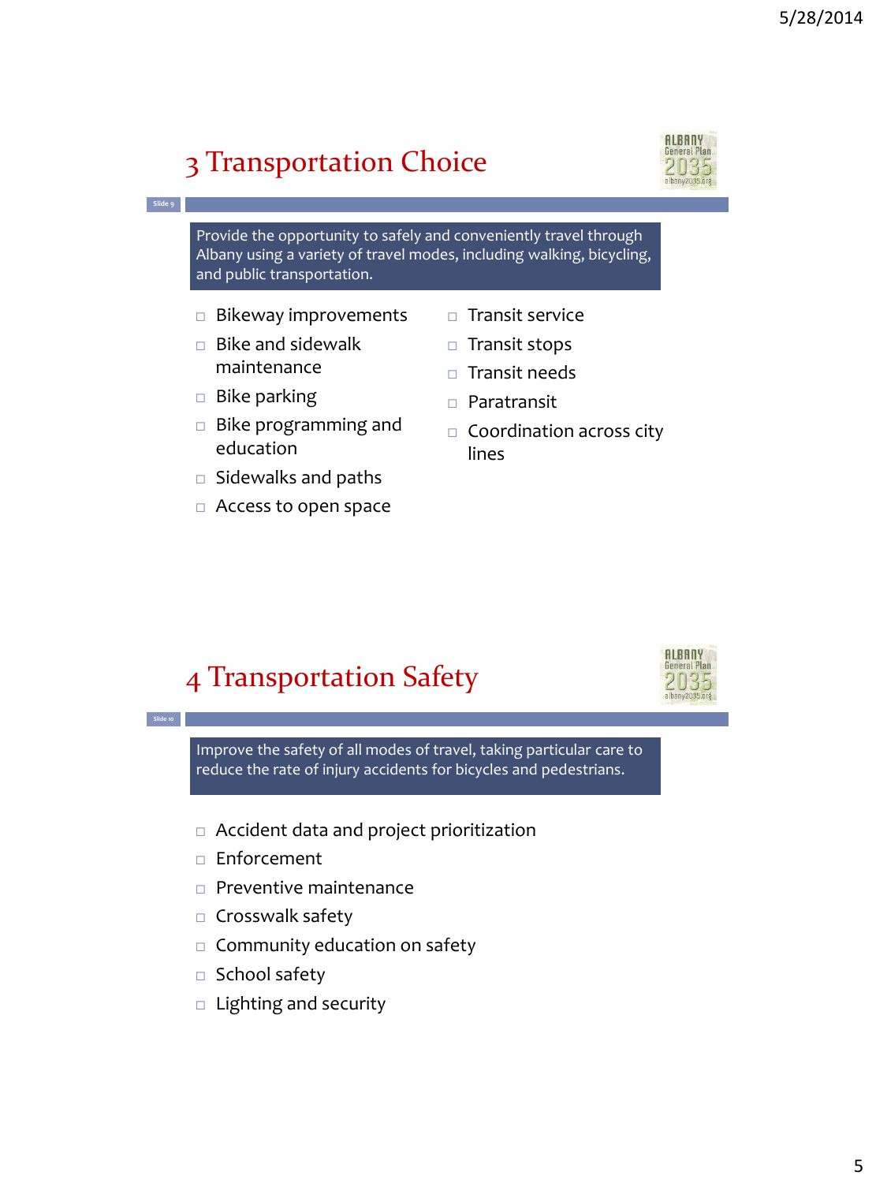# 3 Transportation Choice

Slide 9

Provide the opportunity to safely and conveniently travel through Albany using a variety of travel modes, including walking, bicycling, and public transportation.

- Bikeway improvements
- Bike and sidewalk maintenance
- Bike parking
- Bike programming and education
- Sidewalks and paths
- Access to open space
- Transit service
- Transit stops
- Transit needs
- Paratransit
- Coordination across city lines

# 4 Transportation Safety

Slide 10

Improve the safety of all modes of travel, taking particular care to reduce the rate of injury accidents for bicycles and pedestrians.

- Accident data and project prioritization
- Enforcement
- Preventive maintenance
- Crosswalk safety
- Community education on safety
- School safety
- Lighting and security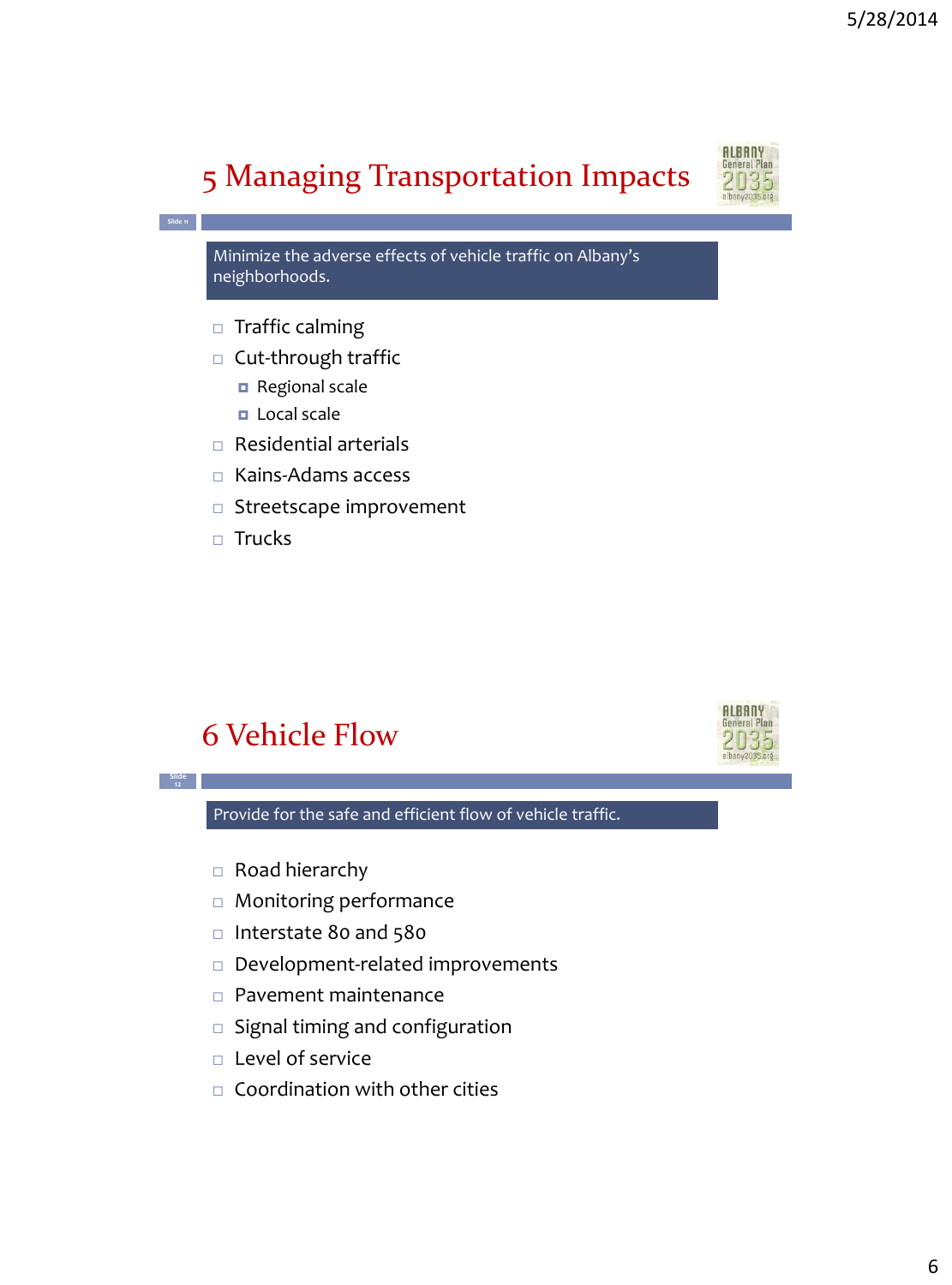# 5 Managing Transportation Impacts

Minimize the adverse effects of vehicle traffic on Albany's neighborhoods.

- Traffic calming
- Cut-through traffic
  - Regional scale
  - Local scale
- Residential arterials
- Kains-Adams access
- Streetscape improvement
- Trucks

# 6 Vehicle Flow

Provide for the safe and efficient flow of vehicle traffic.

- Road hierarchy
- Monitoring performance
- Interstate 80 and 580
- Development-related improvements
- Pavement maintenance
- Signal timing and configuration
- Level of service
- Coordination with other cities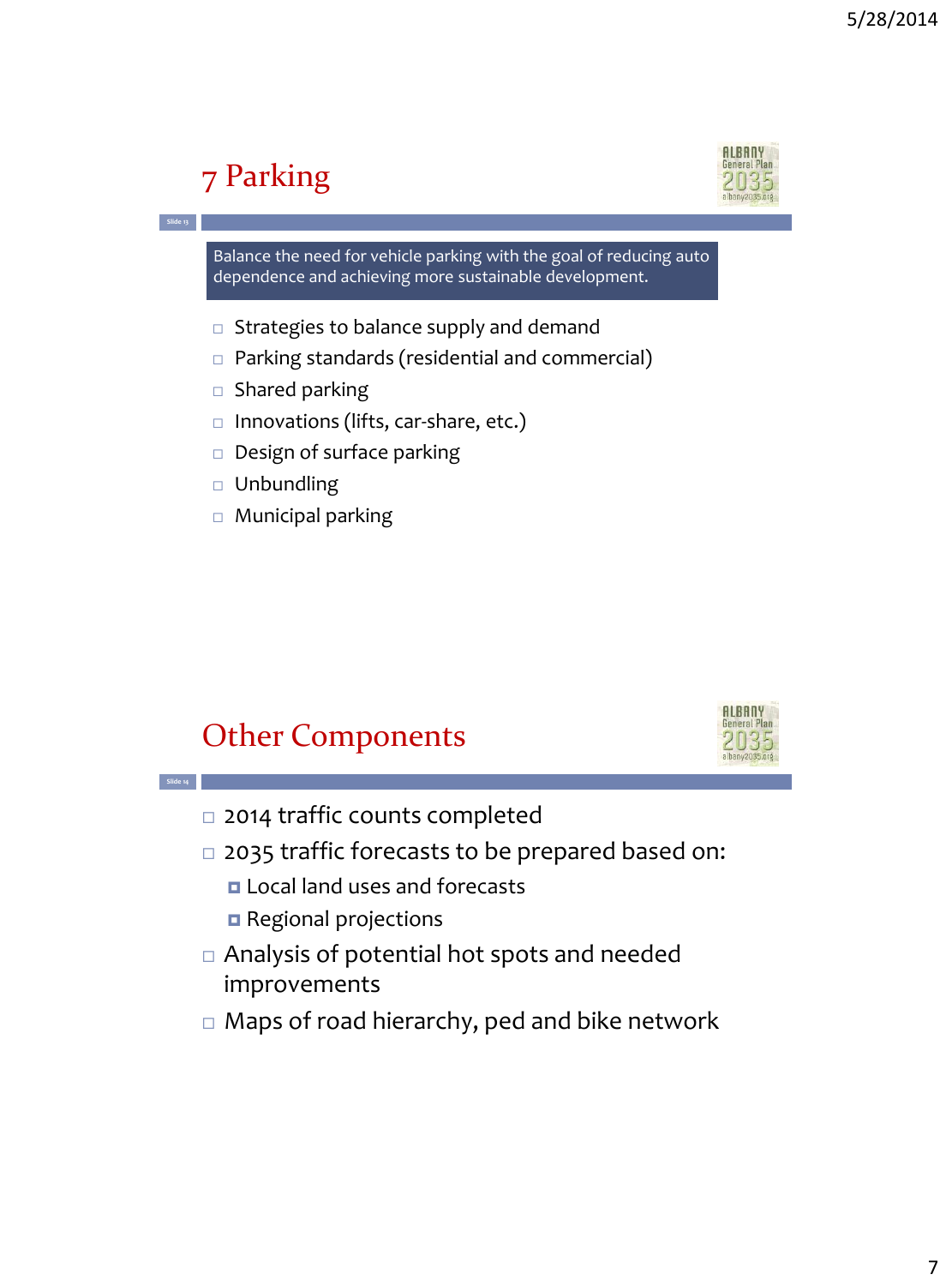## 7 Parking

Balance the need for vehicle parking with the goal of reducing auto dependence and achieving more sustainable development.

- Strategies to balance supply and demand
- Parking standards (residential and commercial)
- Shared parking
- Innovations (lifts, car-share, etc.)
- Design of surface parking
- Unbundling
- Municipal parking

## Other Components

- 2014 traffic counts completed
- 2035 traffic forecasts to be prepared based on:
  - Local land uses and forecasts
  - Regional projections
- Analysis of potential hot spots and needed improvements
- Maps of road hierarchy, ped and bike network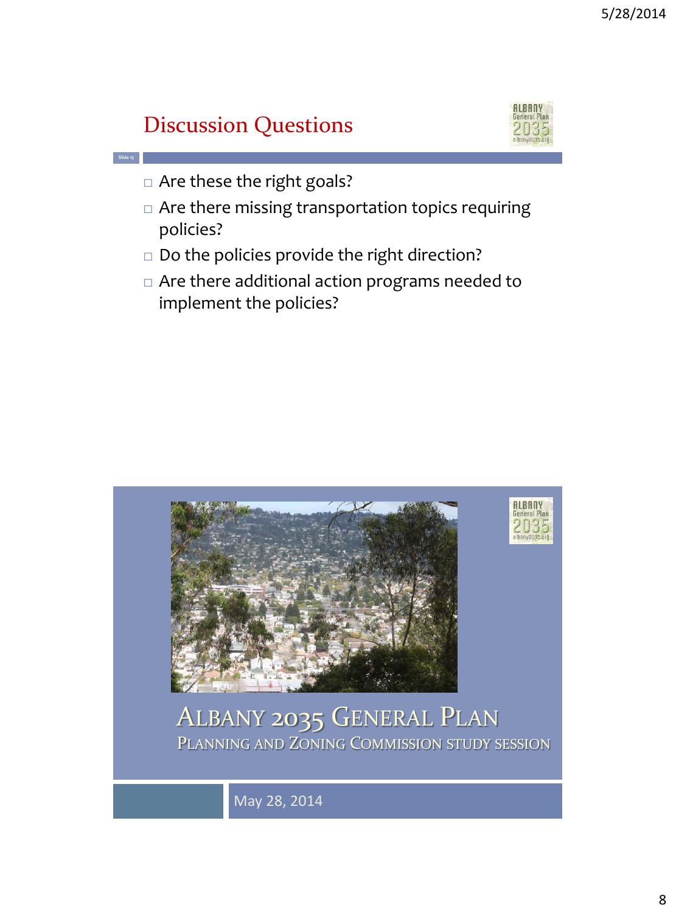## Discussion Questions

- Are these the right goals?
- Are there missing transportation topics requiring policies?
- Do the policies provide the right direction?
- Are there additional action programs needed to implement the policies?

# Albany 2035 General Plan

## Planning and Zoning Commission study session

May 28, 2014